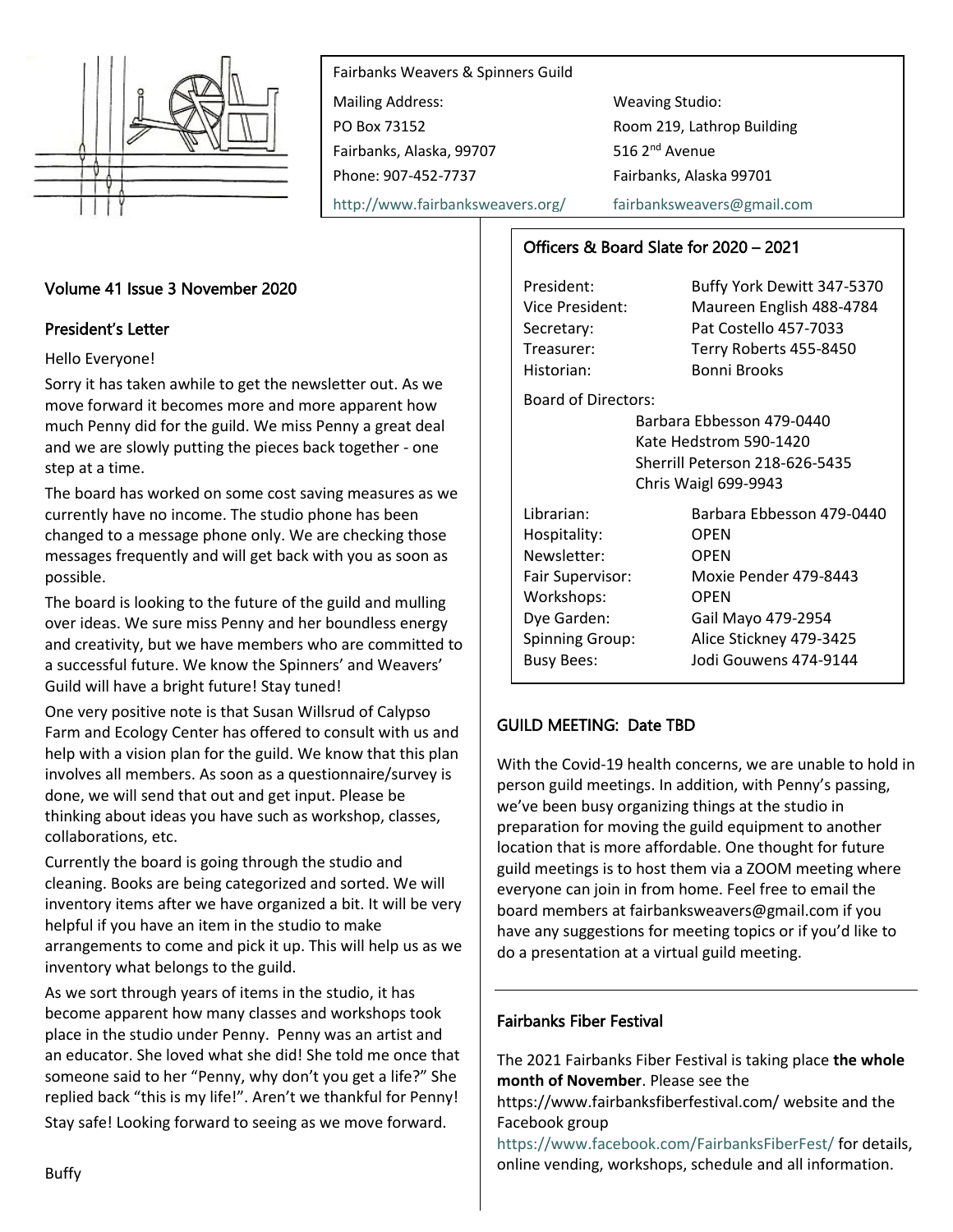Fairbanks Weavers & Spinners Guild

| Mailing Address: | Weaving Studio: |
|---|---|
| PO Box 73152 | Room 219, Lathrop Building |
| Fairbanks, Alaska, 99707 | 516 2nd Avenue |
| Phone: 907-452-7737 | Fairbanks, Alaska 99701 |
| http://www.fairbanksweavers.org/ | fairbanksweavers@gmail.com |

## Volume 41 Issue 3 November 2020

### President's Letter

Hello Everyone!

Sorry it has taken awhile to get the newsletter out. As we move forward it becomes more and more apparent how much Penny did for the guild. We miss Penny a great deal and we are slowly putting the pieces back together - one step at a time.

The board has worked on some cost saving measures as we currently have no income. The studio phone has been changed to a message phone only. We are checking those messages frequently and will get back with you as soon as possible.

The board is looking to the future of the guild and mulling over ideas. We sure miss Penny and her boundless energy and creativity, but we have members who are committed to a successful future. We know the Spinners' and Weavers' Guild will have a bright future! Stay tuned!

One very positive note is that Susan Willsrud of Calypso Farm and Ecology Center has offered to consult with us and help with a vision plan for the guild. We know that this plan involves all members. As soon as a questionnaire/survey is done, we will send that out and get input. Please be thinking about ideas you have such as workshop, classes, collaborations, etc.

Currently the board is going through the studio and cleaning. Books are being categorized and sorted. We will inventory items after we have organized a bit. It will be very helpful if you have an item in the studio to make arrangements to come and pick it up. This will help us as we inventory what belongs to the guild.

As we sort through years of items in the studio, it has become apparent how many classes and workshops took place in the studio under Penny. Penny was an artist and an educator. She loved what she did! She told me once that someone said to her "Penny, why don't you get a life?" She replied back "this is my life!". Aren't we thankful for Penny!

Stay safe! Looking forward to seeing as we move forward.

Buffy

### Officers & Board Slate for 2020 – 2021

| | |
|---|---|
| President: | Buffy York Dewitt 347-5370 |
| Vice President: | Maureen English 488-4784 |
| Secretary: | Pat Costello 457-7033 |
| Treasurer: | Terry Roberts 455-8450 |
| Historian: | Bonni Brooks |

Board of Directors:

- Barbara Ebbesson 479-0440
- Kate Hedstrom 590-1420
- Sherrill Peterson 218-626-5435
- Chris Waigl 699-9943

| | |
|---|---|
| Librarian: | Barbara Ebbesson 479-0440 |
| Hospitality: | OPEN |
| Newsletter: | OPEN |
| Fair Supervisor: | Moxie Pender 479-8443 |
| Workshops: | OPEN |
| Dye Garden: | Gail Mayo 479-2954 |
| Spinning Group: | Alice Stickney 479-3425 |
| Busy Bees: | Jodi Gouwens 474-9144 |

### GUILD MEETING: Date TBD

With the Covid-19 health concerns, we are unable to hold in person guild meetings. In addition, with Penny's passing, we've been busy organizing things at the studio in preparation for moving the guild equipment to another location that is more affordable. One thought for future guild meetings is to host them via a ZOOM meeting where everyone can join in from home. Feel free to email the board members at fairbanksweavers@gmail.com if you have any suggestions for meeting topics or if you'd like to do a presentation at a virtual guild meeting.

### Fairbanks Fiber Festival

The 2021 Fairbanks Fiber Festival is taking place **the whole month of November**. Please see the https://www.fairbanksfiberfestival.com/ website and the Facebook group https://www.facebook.com/FairbanksFiberFest/ for details, online vending, workshops, schedule and all information.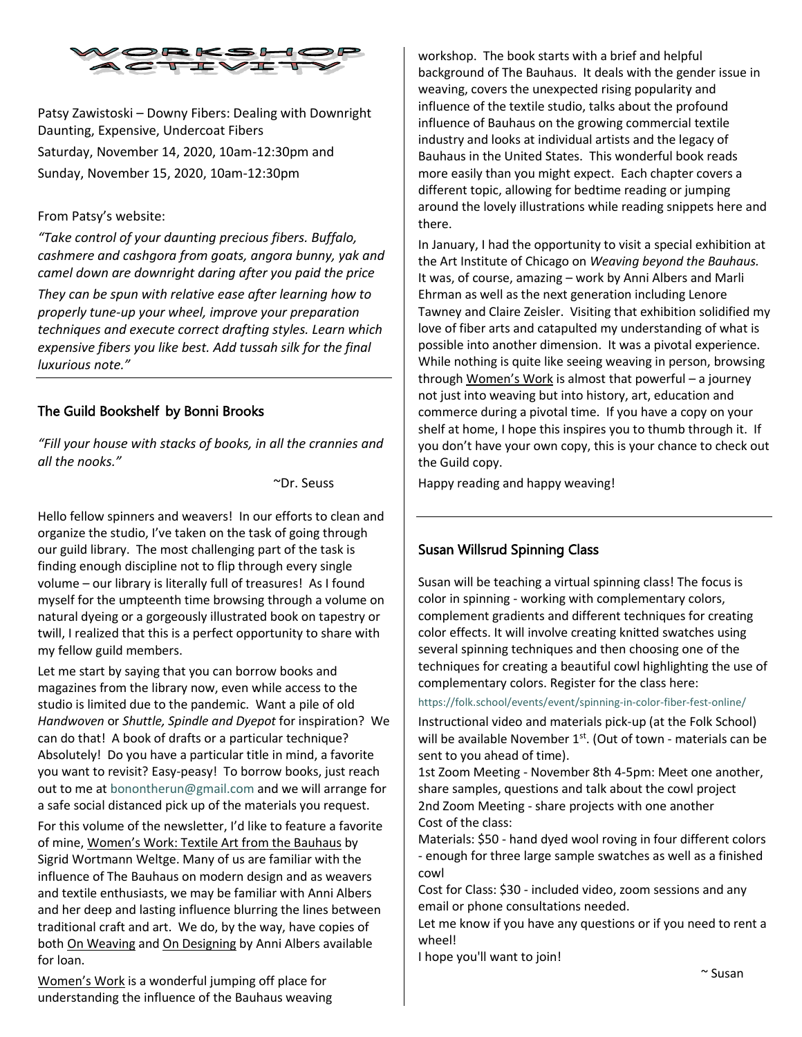# WORKSHOP ACTIVITY

Patsy Zawistoski – Downy Fibers: Dealing with Downright Daunting, Expensive, Undercoat Fibers

Saturday, November 14, 2020, 10am-12:30pm and

Sunday, November 15, 2020, 10am-12:30pm

From Patsy's website:

*"Take control of your daunting precious fibers. Buffalo, cashmere and cashgora from goats, angora bunny, yak and camel down are downright daring after you paid the price*

*They can be spun with relative ease after learning how to properly tune-up your wheel, improve your preparation techniques and execute correct drafting styles. Learn which expensive fibers you like best. Add tussah silk for the final luxurious note."*

---

## The Guild Bookshelf by Bonni Brooks

*"Fill your house with stacks of books, in all the crannies and all the nooks."*

~Dr. Seuss

Hello fellow spinners and weavers! In our efforts to clean and organize the studio, I've taken on the task of going through our guild library. The most challenging part of the task is finding enough discipline not to flip through every single volume – our library is literally full of treasures! As I found myself for the umpteenth time browsing through a volume on natural dyeing or a gorgeously illustrated book on tapestry or twill, I realized that this is a perfect opportunity to share with my fellow guild members.

Let me start by saying that you can borrow books and magazines from the library now, even while access to the studio is limited due to the pandemic. Want a pile of old *Handwoven* or *Shuttle, Spindle and Dyepot* for inspiration? We can do that! A book of drafts or a particular technique? Absolutely! Do you have a particular title in mind, a favorite you want to revisit? Easy-peasy! To borrow books, just reach out to me at bonontherun@gmail.com and we will arrange for a safe social distanced pick up of the materials you request.

For this volume of the newsletter, I'd like to feature a favorite of mine, Women's Work: Textile Art from the Bauhaus by Sigrid Wortmann Weltge. Many of us are familiar with the influence of The Bauhaus on modern design and as weavers and textile enthusiasts, we may be familiar with Anni Albers and her deep and lasting influence blurring the lines between traditional craft and art. We do, by the way, have copies of both On Weaving and On Designing by Anni Albers available for loan.

Women's Work is a wonderful jumping off place for understanding the influence of the Bauhaus weaving workshop. The book starts with a brief and helpful background of The Bauhaus. It deals with the gender issue in weaving, covers the unexpected rising popularity and influence of the textile studio, talks about the profound influence of Bauhaus on the growing commercial textile industry and looks at individual artists and the legacy of Bauhaus in the United States. This wonderful book reads more easily than you might expect. Each chapter covers a different topic, allowing for bedtime reading or jumping around the lovely illustrations while reading snippets here and there.

In January, I had the opportunity to visit a special exhibition at the Art Institute of Chicago on *Weaving beyond the Bauhaus.* It was, of course, amazing – work by Anni Albers and Marli Ehrman as well as the next generation including Lenore Tawney and Claire Zeisler. Visiting that exhibition solidified my love of fiber arts and catapulted my understanding of what is possible into another dimension. It was a pivotal experience. While nothing is quite like seeing weaving in person, browsing through Women's Work is almost that powerful – a journey not just into weaving but into history, art, education and commerce during a pivotal time. If you have a copy on your shelf at home, I hope this inspires you to thumb through it. If you don't have your own copy, this is your chance to check out the Guild copy.

Happy reading and happy weaving!

---

## Susan Willsrud Spinning Class

Susan will be teaching a virtual spinning class! The focus is color in spinning - working with complementary colors, complement gradients and different techniques for creating color effects. It will involve creating knitted swatches using several spinning techniques and then choosing one of the techniques for creating a beautiful cowl highlighting the use of complementary colors. Register for the class here:

https://folk.school/events/event/spinning-in-color-fiber-fest-online/

Instructional video and materials pick-up (at the Folk School) will be available November 1st. (Out of town - materials can be sent to you ahead of time).

1st Zoom Meeting - November 8th 4-5pm: Meet one another, share samples, questions and talk about the cowl project

2nd Zoom Meeting - share projects with one another

Cost of the class:

Materials: $50 - hand dyed wool roving in four different colors - enough for three large sample swatches as well as a finished cowl

Cost for Class: $30 - included video, zoom sessions and any email or phone consultations needed.

Let me know if you have any questions or if you need to rent a wheel!

I hope you'll want to join!

~ Susan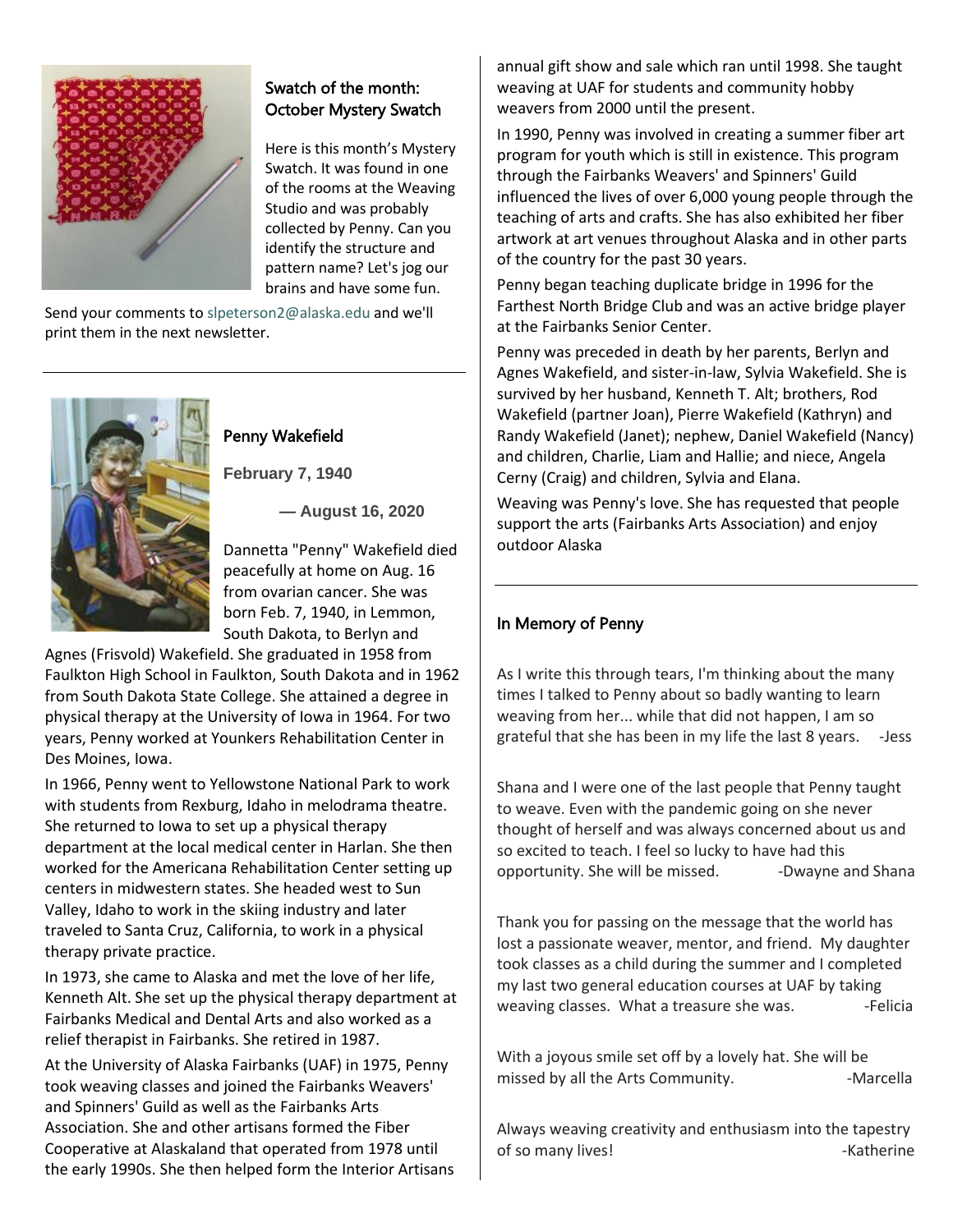## Swatch of the month: October Mystery Swatch

Here is this month's Mystery Swatch. It was found in one of the rooms at the Weaving Studio and was probably collected by Penny. Can you identify the structure and pattern name? Let's jog our brains and have some fun.

Send your comments to slpeterson2@alaska.edu and we'll print them in the next newsletter.

---

## Penny Wakefield

**February 7, 1940**

**— August 16, 2020**

Dannetta "Penny" Wakefield died peacefully at home on Aug. 16 from ovarian cancer. She was born Feb. 7, 1940, in Lemmon, South Dakota, to Berlyn and Agnes (Frisvold) Wakefield. She graduated in 1958 from Faulkton High School in Faulkton, South Dakota and in 1962 from South Dakota State College. She attained a degree in physical therapy at the University of Iowa in 1964. For two years, Penny worked at Younkers Rehabilitation Center in Des Moines, Iowa.

In 1966, Penny went to Yellowstone National Park to work with students from Rexburg, Idaho in melodrama theatre. She returned to Iowa to set up a physical therapy department at the local medical center in Harlan. She then worked for the Americana Rehabilitation Center setting up centers in midwestern states. She headed west to Sun Valley, Idaho to work in the skiing industry and later traveled to Santa Cruz, California, to work in a physical therapy private practice.

In 1973, she came to Alaska and met the love of her life, Kenneth Alt. She set up the physical therapy department at Fairbanks Medical and Dental Arts and also worked as a relief therapist in Fairbanks. She retired in 1987.

At the University of Alaska Fairbanks (UAF) in 1975, Penny took weaving classes and joined the Fairbanks Weavers' and Spinners' Guild as well as the Fairbanks Arts Association. She and other artisans formed the Fiber Cooperative at Alaskaland that operated from 1978 until the early 1990s. She then helped form the Interior Artisans annual gift show and sale which ran until 1998. She taught weaving at UAF for students and community hobby weavers from 2000 until the present.

In 1990, Penny was involved in creating a summer fiber art program for youth which is still in existence. This program through the Fairbanks Weavers' and Spinners' Guild influenced the lives of over 6,000 young people through the teaching of arts and crafts. She has also exhibited her fiber artwork at art venues throughout Alaska and in other parts of the country for the past 30 years.

Penny began teaching duplicate bridge in 1996 for the Farthest North Bridge Club and was an active bridge player at the Fairbanks Senior Center.

Penny was preceded in death by her parents, Berlyn and Agnes Wakefield, and sister-in-law, Sylvia Wakefield. She is survived by her husband, Kenneth T. Alt; brothers, Rod Wakefield (partner Joan), Pierre Wakefield (Kathryn) and Randy Wakefield (Janet); nephew, Daniel Wakefield (Nancy) and children, Charlie, Liam and Hallie; and niece, Angela Cerny (Craig) and children, Sylvia and Elana.

Weaving was Penny's love. She has requested that people support the arts (Fairbanks Arts Association) and enjoy outdoor Alaska

---

## In Memory of Penny

As I write this through tears, I'm thinking about the many times I talked to Penny about so badly wanting to learn weaving from her... while that did not happen, I am so grateful that she has been in my life the last 8 years. -Jess

Shana and I were one of the last people that Penny taught to weave. Even with the pandemic going on she never thought of herself and was always concerned about us and so excited to teach. I feel so lucky to have had this opportunity. She will be missed. -Dwayne and Shana

Thank you for passing on the message that the world has lost a passionate weaver, mentor, and friend. My daughter took classes as a child during the summer and I completed my last two general education courses at UAF by taking weaving classes. What a treasure she was. -Felicia

With a joyous smile set off by a lovely hat. She will be missed by all the Arts Community. -Marcella

Always weaving creativity and enthusiasm into the tapestry of so many lives! -Katherine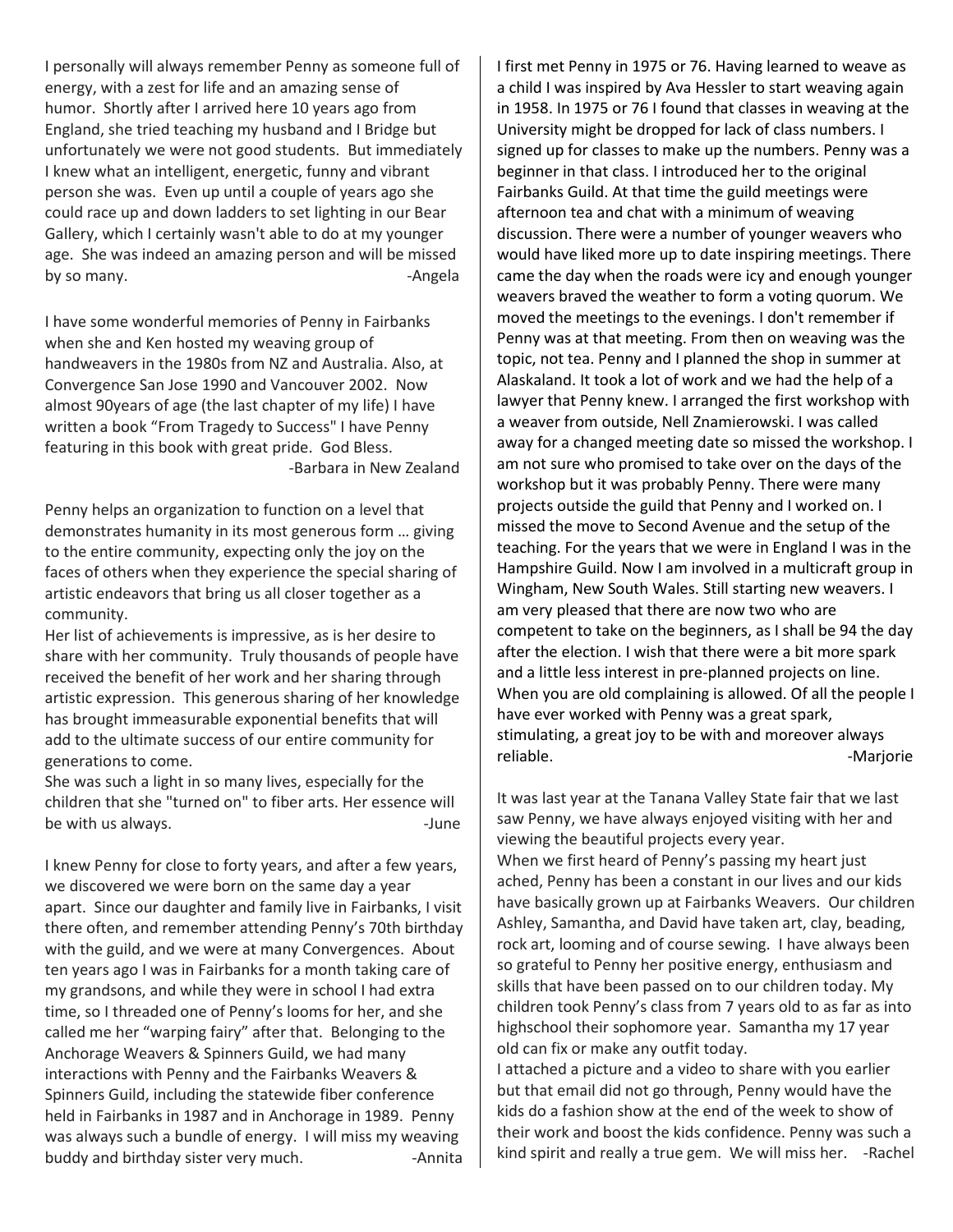I personally will always remember Penny as someone full of energy, with a zest for life and an amazing sense of humor. Shortly after I arrived here 10 years ago from England, she tried teaching my husband and I Bridge but unfortunately we were not good students. But immediately I knew what an intelligent, energetic, funny and vibrant person she was. Even up until a couple of years ago she could race up and down ladders to set lighting in our Bear Gallery, which I certainly wasn't able to do at my younger age. She was indeed an amazing person and will be missed by so many. -Angela

I have some wonderful memories of Penny in Fairbanks when she and Ken hosted my weaving group of handweavers in the 1980s from NZ and Australia. Also, at Convergence San Jose 1990 and Vancouver 2002. Now almost 90years of age (the last chapter of my life) I have written a book "From Tragedy to Success" I have Penny featuring in this book with great pride. God Bless.
-Barbara in New Zealand

Penny helps an organization to function on a level that demonstrates humanity in its most generous form … giving to the entire community, expecting only the joy on the faces of others when they experience the special sharing of artistic endeavors that bring us all closer together as a community.
Her list of achievements is impressive, as is her desire to share with her community. Truly thousands of people have received the benefit of her work and her sharing through artistic expression. This generous sharing of her knowledge has brought immeasurable exponential benefits that will add to the ultimate success of our entire community for generations to come.
She was such a light in so many lives, especially for the children that she "turned on" to fiber arts. Her essence will be with us always. -June

I knew Penny for close to forty years, and after a few years, we discovered we were born on the same day a year apart. Since our daughter and family live in Fairbanks, I visit there often, and remember attending Penny's 70th birthday with the guild, and we were at many Convergences. About ten years ago I was in Fairbanks for a month taking care of my grandsons, and while they were in school I had extra time, so I threaded one of Penny's looms for her, and she called me her "warping fairy" after that. Belonging to the Anchorage Weavers & Spinners Guild, we had many interactions with Penny and the Fairbanks Weavers & Spinners Guild, including the statewide fiber conference held in Fairbanks in 1987 and in Anchorage in 1989. Penny was always such a bundle of energy. I will miss my weaving buddy and birthday sister very much. -Annita

I first met Penny in 1975 or 76. Having learned to weave as a child I was inspired by Ava Hessler to start weaving again in 1958. In 1975 or 76 I found that classes in weaving at the University might be dropped for lack of class numbers. I signed up for classes to make up the numbers. Penny was a beginner in that class. I introduced her to the original Fairbanks Guild. At that time the guild meetings were afternoon tea and chat with a minimum of weaving discussion. There were a number of younger weavers who would have liked more up to date inspiring meetings. There came the day when the roads were icy and enough younger weavers braved the weather to form a voting quorum. We moved the meetings to the evenings. I don't remember if Penny was at that meeting. From then on weaving was the topic, not tea. Penny and I planned the shop in summer at Alaskaland. It took a lot of work and we had the help of a lawyer that Penny knew. I arranged the first workshop with a weaver from outside, Nell Znamierowski. I was called away for a changed meeting date so missed the workshop. I am not sure who promised to take over on the days of the workshop but it was probably Penny. There were many projects outside the guild that Penny and I worked on. I missed the move to Second Avenue and the setup of the teaching. For the years that we were in England I was in the Hampshire Guild. Now I am involved in a multicraft group in Wingham, New South Wales. Still starting new weavers. I am very pleased that there are now two who are competent to take on the beginners, as I shall be 94 the day after the election. I wish that there were a bit more spark and a little less interest in pre-planned projects on line. When you are old complaining is allowed. Of all the people I have ever worked with Penny was a great spark, stimulating, a great joy to be with and moreover always reliable. -Marjorie

It was last year at the Tanana Valley State fair that we last saw Penny, we have always enjoyed visiting with her and viewing the beautiful projects every year.
When we first heard of Penny's passing my heart just ached, Penny has been a constant in our lives and our kids have basically grown up at Fairbanks Weavers. Our children Ashley, Samantha, and David have taken art, clay, beading, rock art, looming and of course sewing. I have always been so grateful to Penny her positive energy, enthusiasm and skills that have been passed on to our children today. My children took Penny's class from 7 years old to as far as into highschool their sophomore year. Samantha my 17 year old can fix or make any outfit today.
I attached a picture and a video to share with you earlier but that email did not go through, Penny would have the kids do a fashion show at the end of the week to show of their work and boost the kids confidence. Penny was such a kind spirit and really a true gem. We will miss her. -Rachel